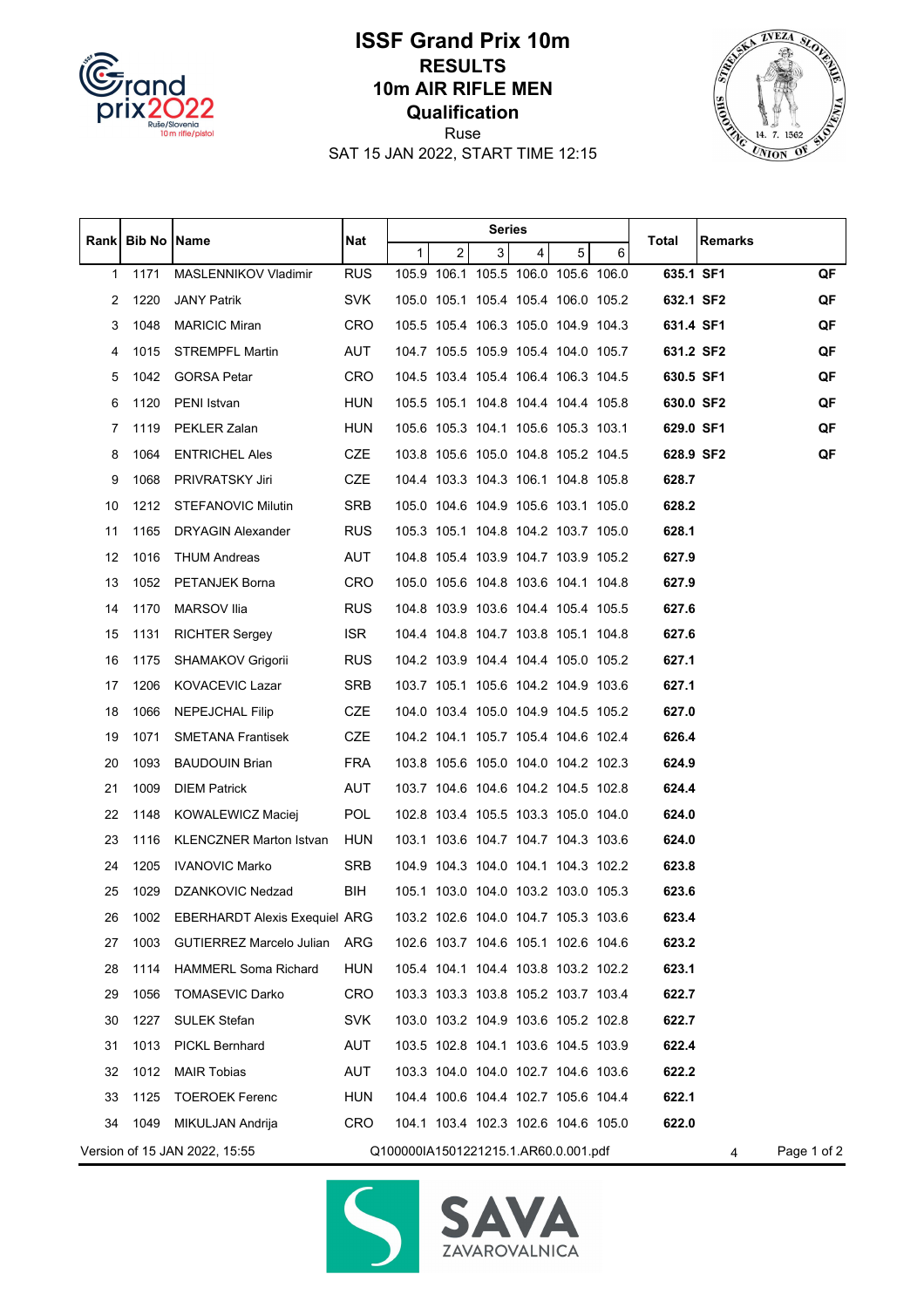# ISSF Grand Prix 10m

## RESULTS

## 10m AIR RIFLE MEN

## Qualification

Ruse

SAT 15 JAN 2022, START TIME 12:15

| Rank | Bib No | Name | Nat | Series | | | | | | Total | Remarks | |
|---|---|---|---|---|---|---|---|---|---|---|---|---|
| | | | | 1 | 2 | 3 | 4 | 5 | 6 | | | |
| 1 | 1171 | MASLENNIKOV Vladimir | RUS | 105.9 | 106.1 | 105.5 | 106.0 | 105.6 | 106.0 | **635.1** | **SF1** | **QF** |
| 2 | 1220 | JANY Patrik | SVK | 105.0 | 105.1 | 105.4 | 105.4 | 106.0 | 105.2 | **632.1** | **SF2** | **QF** |
| 3 | 1048 | MARICIC Miran | CRO | 105.5 | 105.4 | 106.3 | 105.0 | 104.9 | 104.3 | **631.4** | **SF1** | **QF** |
| 4 | 1015 | STREMPFL Martin | AUT | 104.7 | 105.5 | 105.9 | 105.4 | 104.0 | 105.7 | **631.2** | **SF2** | **QF** |
| 5 | 1042 | GORSA Petar | CRO | 104.5 | 103.4 | 105.4 | 106.4 | 106.3 | 104.5 | **630.5** | **SF1** | **QF** |
| 6 | 1120 | PENI Istvan | HUN | 105.5 | 105.1 | 104.8 | 104.4 | 104.4 | 105.8 | **630.0** | **SF2** | **QF** |
| 7 | 1119 | PEKLER Zalan | HUN | 105.6 | 105.3 | 104.1 | 105.6 | 105.3 | 103.1 | **629.0** | **SF1** | **QF** |
| 8 | 1064 | ENTRICHEL Ales | CZE | 103.8 | 105.6 | 105.0 | 104.8 | 105.2 | 104.5 | **628.9** | **SF2** | **QF** |
| 9 | 1068 | PRIVRATSKY Jiri | CZE | 104.4 | 103.3 | 104.3 | 106.1 | 104.8 | 105.8 | **628.7** | | |
| 10 | 1212 | STEFANOVIC Milutin | SRB | 105.0 | 104.6 | 104.9 | 105.6 | 103.1 | 105.0 | **628.2** | | |
| 11 | 1165 | DRYAGIN Alexander | RUS | 105.3 | 105.1 | 104.8 | 104.2 | 103.7 | 105.0 | **628.1** | | |
| 12 | 1016 | THUM Andreas | AUT | 104.8 | 105.4 | 103.9 | 104.7 | 103.9 | 105.2 | **627.9** | | |
| 13 | 1052 | PETANJEK Borna | CRO | 105.0 | 105.6 | 104.8 | 103.6 | 104.1 | 104.8 | **627.9** | | |
| 14 | 1170 | MARSOV Ilia | RUS | 104.8 | 103.9 | 103.6 | 104.4 | 105.4 | 105.5 | **627.6** | | |
| 15 | 1131 | RICHTER Sergey | ISR | 104.4 | 104.8 | 104.7 | 103.8 | 105.1 | 104.8 | **627.6** | | |
| 16 | 1175 | SHAMAKOV Grigorii | RUS | 104.2 | 103.9 | 104.4 | 104.4 | 105.0 | 105.2 | **627.1** | | |
| 17 | 1206 | KOVACEVIC Lazar | SRB | 103.7 | 105.1 | 105.6 | 104.2 | 104.9 | 103.6 | **627.1** | | |
| 18 | 1066 | NEPEJCHAL Filip | CZE | 104.0 | 103.4 | 105.0 | 104.9 | 104.5 | 105.2 | **627.0** | | |
| 19 | 1071 | SMETANA Frantisek | CZE | 104.2 | 104.1 | 105.7 | 105.4 | 104.6 | 102.4 | **626.4** | | |
| 20 | 1093 | BAUDOUIN Brian | FRA | 103.8 | 105.6 | 105.0 | 104.0 | 104.2 | 102.3 | **624.9** | | |
| 21 | 1009 | DIEM Patrick | AUT | 103.7 | 104.6 | 104.6 | 104.2 | 104.5 | 102.8 | **624.4** | | |
| 22 | 1148 | KOWALEWICZ Maciej | POL | 102.8 | 103.4 | 105.5 | 103.3 | 105.0 | 104.0 | **624.0** | | |
| 23 | 1116 | KLENCZNER Marton Istvan | HUN | 103.1 | 103.6 | 104.7 | 104.7 | 104.3 | 103.6 | **624.0** | | |
| 24 | 1205 | IVANOVIC Marko | SRB | 104.9 | 104.3 | 104.0 | 104.1 | 104.3 | 102.2 | **623.8** | | |
| 25 | 1029 | DZANKOVIC Nedzad | BIH | 105.1 | 103.0 | 104.0 | 103.2 | 103.0 | 105.3 | **623.6** | | |
| 26 | 1002 | EBERHARDT Alexis Exequiel | ARG | 103.2 | 102.6 | 104.0 | 104.7 | 105.3 | 103.6 | **623.4** | | |
| 27 | 1003 | GUTIERREZ Marcelo Julian | ARG | 102.6 | 103.7 | 104.6 | 105.1 | 102.6 | 104.6 | **623.2** | | |
| 28 | 1114 | HAMMERL Soma Richard | HUN | 105.4 | 104.1 | 104.4 | 103.8 | 103.2 | 102.2 | **623.1** | | |
| 29 | 1056 | TOMASEVIC Darko | CRO | 103.3 | 103.3 | 103.8 | 105.2 | 103.7 | 103.4 | **622.7** | | |
| 30 | 1227 | SULEK Stefan | SVK | 103.0 | 103.2 | 104.9 | 103.6 | 105.2 | 102.8 | **622.7** | | |
| 31 | 1013 | PICKL Bernhard | AUT | 103.5 | 102.8 | 104.1 | 103.6 | 104.5 | 103.9 | **622.4** | | |
| 32 | 1012 | MAIR Tobias | AUT | 103.3 | 104.0 | 104.0 | 102.7 | 104.6 | 103.6 | **622.2** | | |
| 33 | 1125 | TOEROEK Ferenc | HUN | 104.4 | 100.6 | 104.4 | 102.7 | 105.6 | 104.4 | **622.1** | | |
| 34 | 1049 | MIKULJAN Andrija | CRO | 104.1 | 103.4 | 102.3 | 102.6 | 104.6 | 105.0 | **622.0** | | |

Version of 15 JAN 2022, 15:55 Q100000IA1501221215.1.AR60.0.001.pdf 4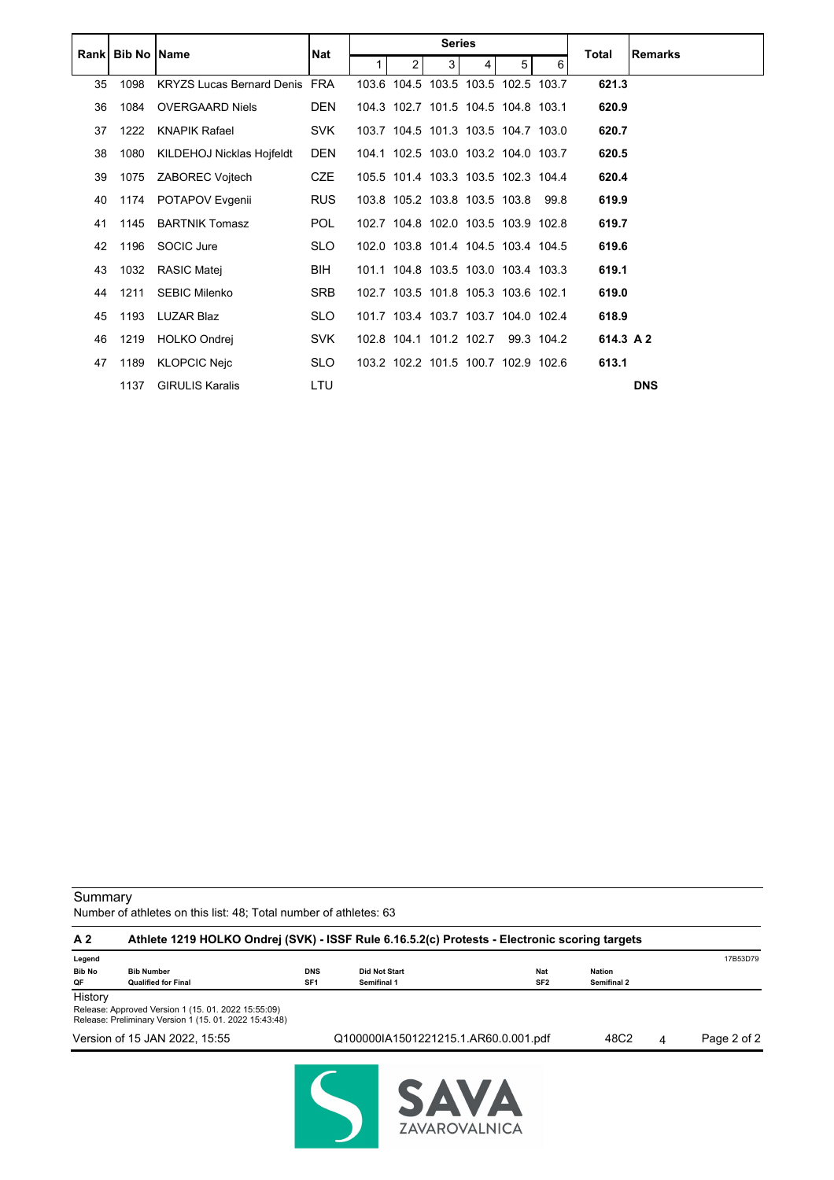| Rank | Bib No | Name | Nat | Series 1 | 2 | 3 | 4 | 5 | 6 | Total | Remarks |
|---|---|---|---|---|---|---|---|---|---|---|---|
| 35 | 1098 | KRYZS Lucas Bernard Denis | FRA | 103.6 | 104.5 | 103.5 | 103.5 | 102.5 | 103.7 | **621.3** | |
| 36 | 1084 | OVERGAARD Niels | DEN | 104.3 | 102.7 | 101.5 | 104.5 | 104.8 | 103.1 | **620.9** | |
| 37 | 1222 | KNAPIK Rafael | SVK | 103.7 | 104.5 | 101.3 | 103.5 | 104.7 | 103.0 | **620.7** | |
| 38 | 1080 | KILDEHOJ Nicklas Hojfeldt | DEN | 104.1 | 102.5 | 103.0 | 103.2 | 104.0 | 103.7 | **620.5** | |
| 39 | 1075 | ZABOREC Vojtech | CZE | 105.5 | 101.4 | 103.3 | 103.5 | 102.3 | 104.4 | **620.4** | |
| 40 | 1174 | POTAPOV Evgenii | RUS | 103.8 | 105.2 | 103.8 | 103.5 | 103.8 | 99.8 | **619.9** | |
| 41 | 1145 | BARTNIK Tomasz | POL | 102.7 | 104.8 | 102.0 | 103.5 | 103.9 | 102.8 | **619.7** | |
| 42 | 1196 | SOCIC Jure | SLO | 102.0 | 103.8 | 101.4 | 104.5 | 103.4 | 104.5 | **619.6** | |
| 43 | 1032 | RASIC Matej | BIH | 101.1 | 104.8 | 103.5 | 103.0 | 103.4 | 103.3 | **619.1** | |
| 44 | 1211 | SEBIC Milenko | SRB | 102.7 | 103.5 | 101.8 | 105.3 | 103.6 | 102.1 | **619.0** | |
| 45 | 1193 | LUZAR Blaz | SLO | 101.7 | 103.4 | 103.7 | 103.7 | 104.0 | 102.4 | **618.9** | |
| 46 | 1219 | HOLKO Ondrej | SVK | 102.8 | 104.1 | 101.2 | 102.7 | 99.3 | 104.2 | **614.3 A 2** | |
| 47 | 1189 | KLOPCIC Nejc | SLO | 103.2 | 102.2 | 101.5 | 100.7 | 102.9 | 102.6 | **613.1** | |
| | 1137 | GIRULIS Karalis | LTU | | | | | | | | **DNS** |

Summary

Number of athletes on this list: 48; Total number of athletes: 63

**A 2** **Athlete 1219 HOLKO Ondrej (SVK) - ISSF Rule 6.16.5.2(c) Protests - Electronic scoring targets**

Legend

| | | | | | |
|---|---|---|---|---|---|
| **Bib No** | **Bib Number** | **DNS** | **Did Not Start** | **Nat** | **Nation** |
| **QF** | **Qualified for Final** | **SF1** | **Semifinal 1** | **SF2** | **Semifinal 2** |

History

Release: Approved Version 1 (15. 01. 2022 15:55:09)
Release: Preliminary Version 1 (15. 01. 2022 15:43:48)

Version of 15 JAN 2022, 15:55 Q100000IA1501221215.1.AR60.0.001.pdf 48C2 4

SAVA ZAVAROVALNICA